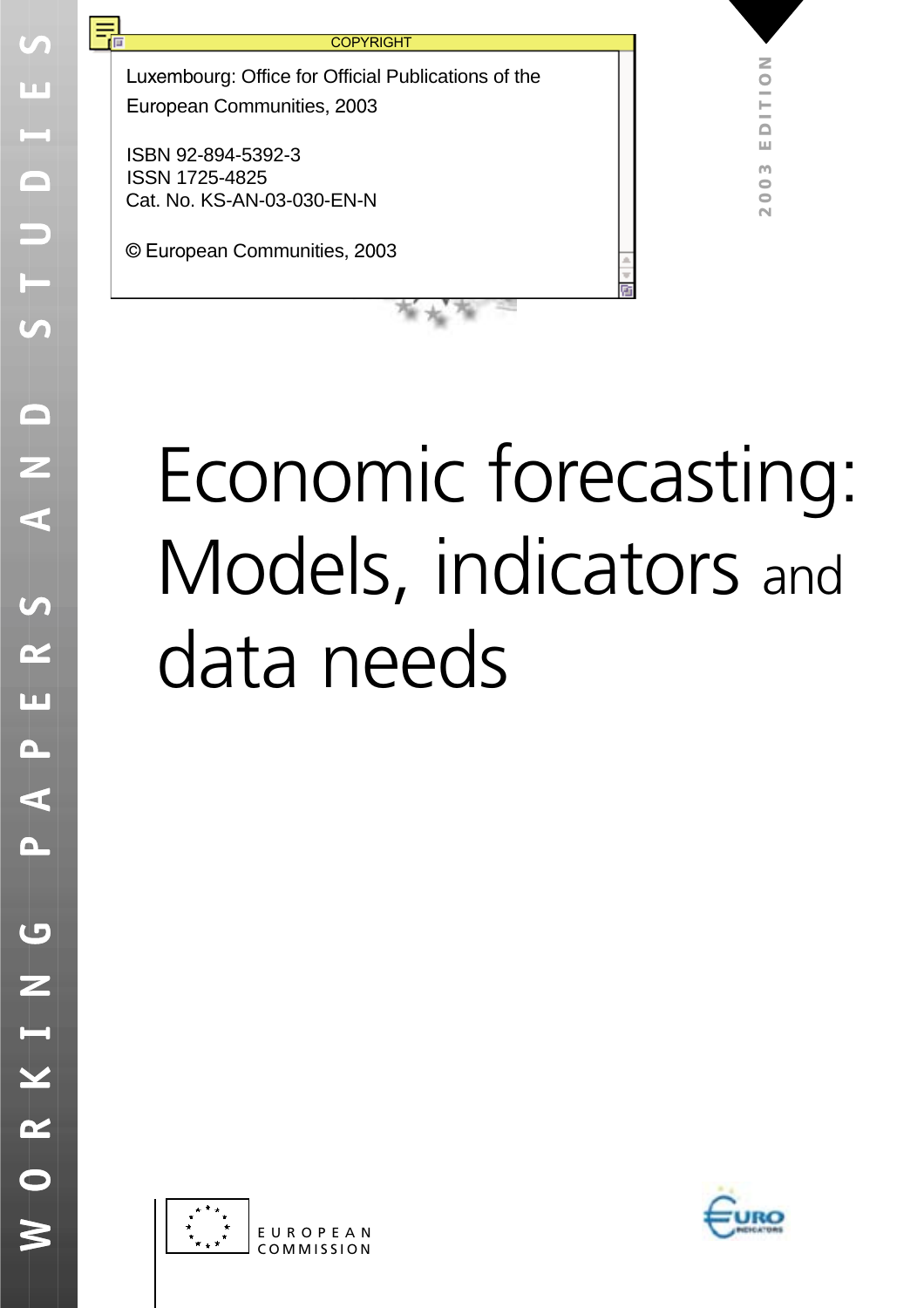COPYRIGHT

Luxembourg: Office for Official Publications of the European Communities, 2003

ISBN 92-894-5392-3
ISSN 1725-4825
Cat. No. KS-AN-03-030-EN-N

© European Communities, 2003

2003 EDITION

WORKING PAPERS AND STUDIES

# Economic forecasting: Models, indicators and data needs

EUROPEAN COMMISSION

EURO INDICATORS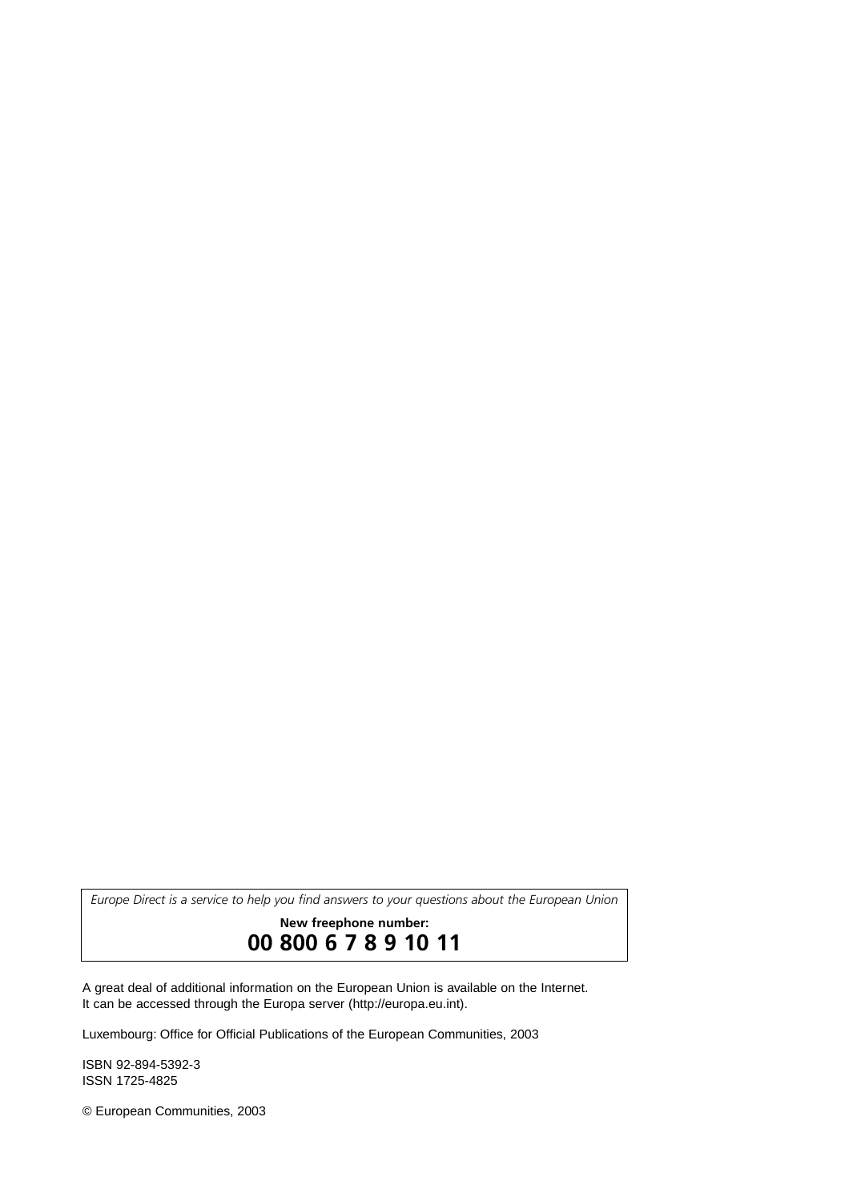*Europe Direct is a service to help you find answers to your questions about the European Union*

**New freephone number:**

**00 800 6 7 8 9 10 11**

A great deal of additional information on the European Union is available on the Internet.
It can be accessed through the Europa server (http://europa.eu.int).

Luxembourg: Office for Official Publications of the European Communities, 2003

ISBN 92-894-5392-3
ISSN 1725-4825

© European Communities, 2003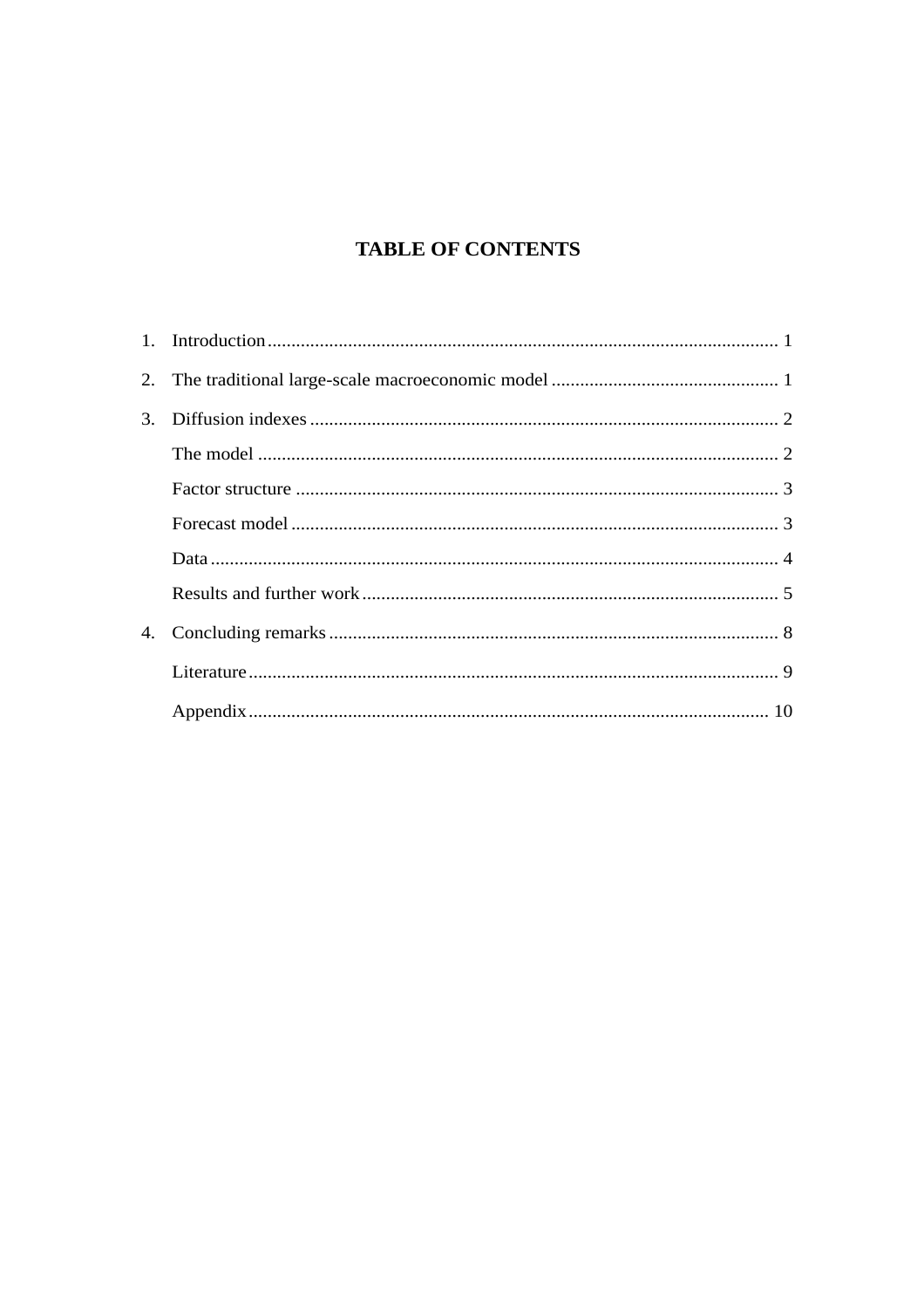# TABLE OF CONTENTS

1. Introduction ........................................................................................................... 1
2. The traditional large-scale macroeconomic model ................................................ 1
3. Diffusion indexes .................................................................................................. 2
   The model ............................................................................................................. 2
   Factor structure ..................................................................................................... 3
   Forecast model ...................................................................................................... 3
   Data ....................................................................................................................... 4
   Results and further work ........................................................................................ 5
4. Concluding remarks ............................................................................................... 8
   Literature ............................................................................................................... 9
   Appendix ............................................................................................................. 10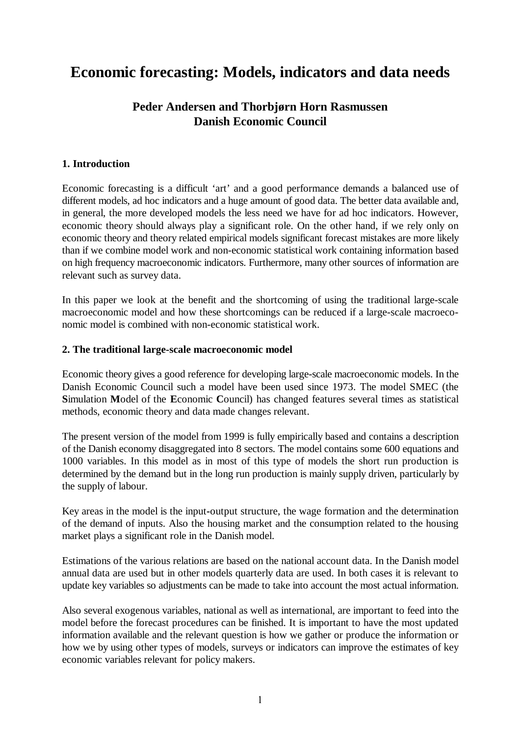# Economic forecasting: Models, indicators and data needs

## Peder Andersen and Thorbjørn Horn Rasmussen
## Danish Economic Council

### 1. Introduction

Economic forecasting is a difficult 'art' and a good performance demands a balanced use of different models, ad hoc indicators and a huge amount of good data. The better data available and, in general, the more developed models the less need we have for ad hoc indicators. However, economic theory should always play a significant role. On the other hand, if we rely only on economic theory and theory related empirical models significant forecast mistakes are more likely than if we combine model work and non-economic statistical work containing information based on high frequency macroeconomic indicators. Furthermore, many other sources of information are relevant such as survey data.

In this paper we look at the benefit and the shortcoming of using the traditional large-scale macroeconomic model and how these shortcomings can be reduced if a large-scale macroeconomic model is combined with non-economic statistical work.

### 2. The traditional large-scale macroeconomic model

Economic theory gives a good reference for developing large-scale macroeconomic models. In the Danish Economic Council such a model have been used since 1973. The model SMEC (the **S**imulation **M**odel of the **E**conomic **C**ouncil) has changed features several times as statistical methods, economic theory and data made changes relevant.

The present version of the model from 1999 is fully empirically based and contains a description of the Danish economy disaggregated into 8 sectors. The model contains some 600 equations and 1000 variables. In this model as in most of this type of models the short run production is determined by the demand but in the long run production is mainly supply driven, particularly by the supply of labour.

Key areas in the model is the input-output structure, the wage formation and the determination of the demand of inputs. Also the housing market and the consumption related to the housing market plays a significant role in the Danish model.

Estimations of the various relations are based on the national account data. In the Danish model annual data are used but in other models quarterly data are used. In both cases it is relevant to update key variables so adjustments can be made to take into account the most actual information.

Also several exogenous variables, national as well as international, are important to feed into the model before the forecast procedures can be finished. It is important to have the most updated information available and the relevant question is how we gather or produce the information or how we by using other types of models, surveys or indicators can improve the estimates of key economic variables relevant for policy makers.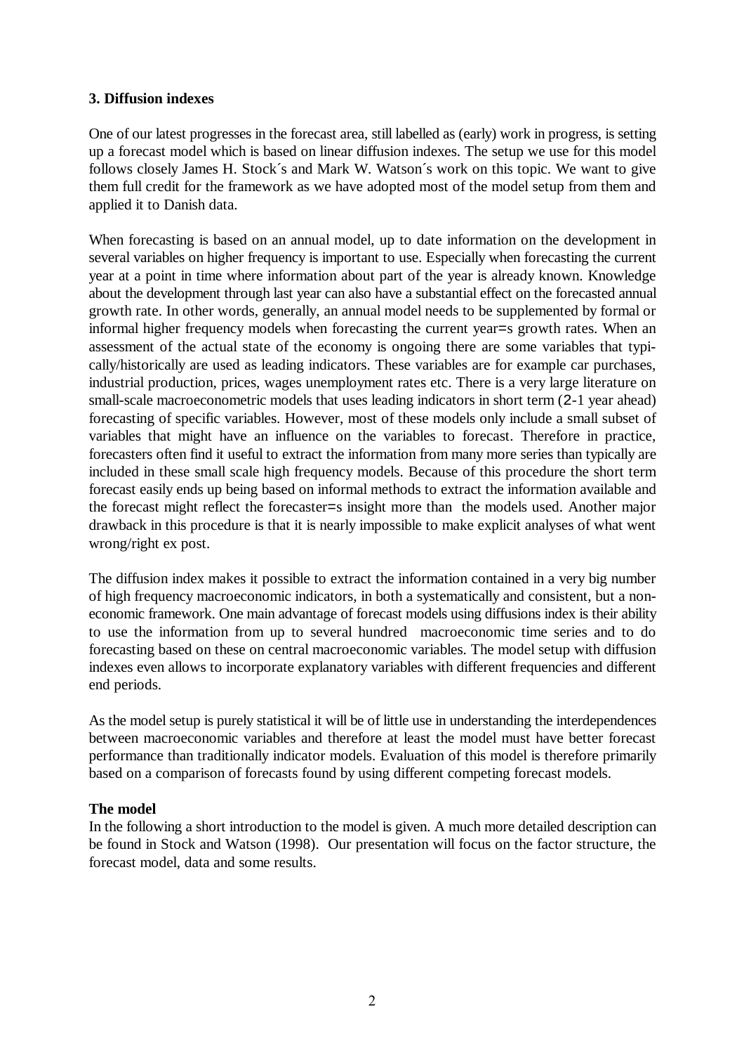### 3. Diffusion indexes

One of our latest progresses in the forecast area, still labelled as (early) work in progress, is setting up a forecast model which is based on linear diffusion indexes. The setup we use for this model follows closely James H. Stock´s and Mark W. Watson´s work on this topic. We want to give them full credit for the framework as we have adopted most of the model setup from them and applied it to Danish data.

When forecasting is based on an annual model, up to date information on the development in several variables on higher frequency is important to use. Especially when forecasting the current year at a point in time where information about part of the year is already known. Knowledge about the development through last year can also have a substantial effect on the forecasted annual growth rate. In other words, generally, an annual model needs to be supplemented by formal or informal higher frequency models when forecasting the current year=s growth rates. When an assessment of the actual state of the economy is ongoing there are some variables that typically/historically are used as leading indicators. These variables are for example car purchases, industrial production, prices, wages unemployment rates etc. There is a very large literature on small-scale macroeconometric models that uses leading indicators in short term (2-1 year ahead) forecasting of specific variables. However, most of these models only include a small subset of variables that might have an influence on the variables to forecast. Therefore in practice, forecasters often find it useful to extract the information from many more series than typically are included in these small scale high frequency models. Because of this procedure the short term forecast easily ends up being based on informal methods to extract the information available and the forecast might reflect the forecaster=s insight more than the models used. Another major drawback in this procedure is that it is nearly impossible to make explicit analyses of what went wrong/right ex post.

The diffusion index makes it possible to extract the information contained in a very big number of high frequency macroeconomic indicators, in both a systematically and consistent, but a non-economic framework. One main advantage of forecast models using diffusions index is their ability to use the information from up to several hundred macroeconomic time series and to do forecasting based on these on central macroeconomic variables. The model setup with diffusion indexes even allows to incorporate explanatory variables with different frequencies and different end periods.

As the model setup is purely statistical it will be of little use in understanding the interdependences between macroeconomic variables and therefore at least the model must have better forecast performance than traditionally indicator models. Evaluation of this model is therefore primarily based on a comparison of forecasts found by using different competing forecast models.

#### The model

In the following a short introduction to the model is given. A much more detailed description can be found in Stock and Watson (1998). Our presentation will focus on the factor structure, the forecast model, data and some results.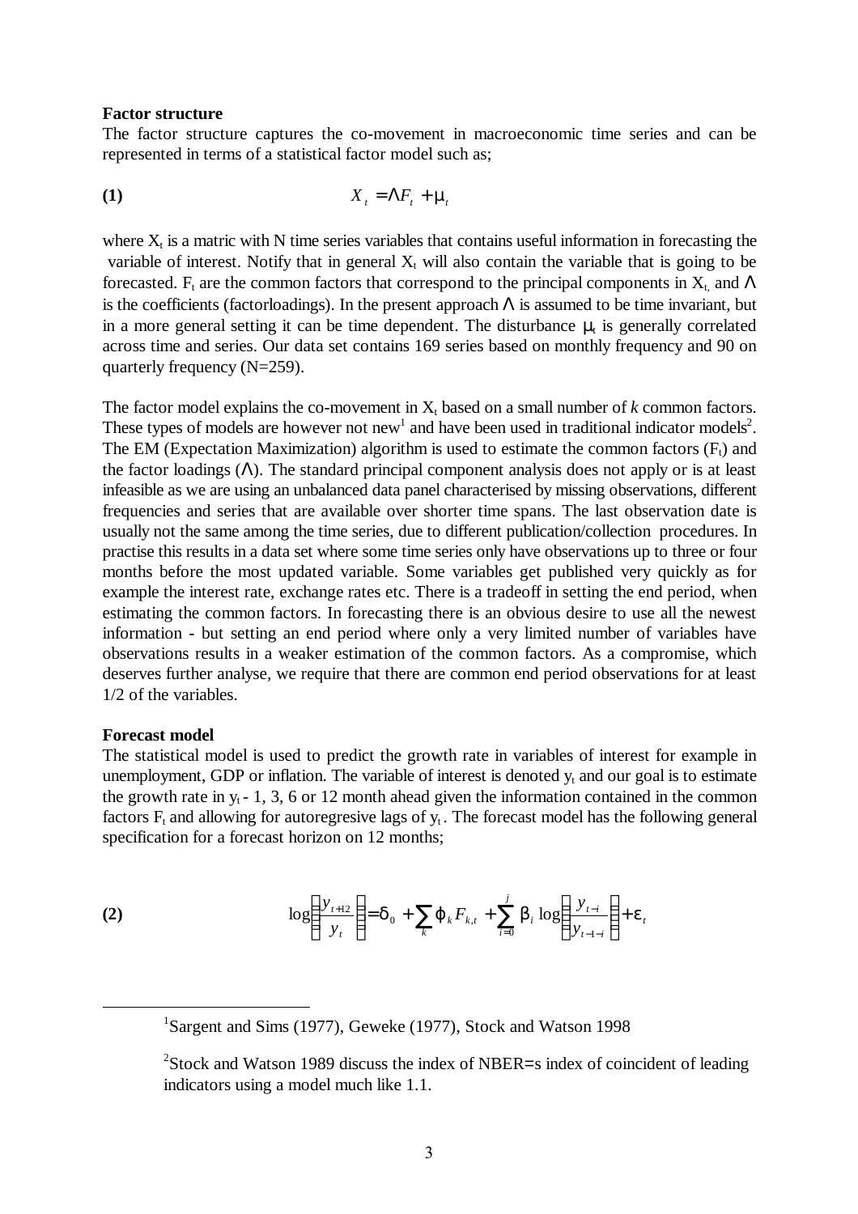**Factor structure**

The factor structure captures the co-movement in macroeconomic time series and can be represented in terms of a statistical factor model such as;

**(1)** $$X_t = \Lambda F_t + \mu_t$$

where $X_t$ is a matric with N time series variables that contains useful information in forecasting the variable of interest. Notify that in general $X_t$ will also contain the variable that is going to be forecasted. $F_t$ are the common factors that correspond to the principal components in $X_t$, and $\Lambda$ is the coefficients (factorloadings). In the present approach $\Lambda$ is assumed to be time invariant, but in a more general setting it can be time dependent. The disturbance $\mu_t$ is generally correlated across time and series. Our data set contains 169 series based on monthly frequency and 90 on quarterly frequency (N=259).

The factor model explains the co-movement in $X_t$ based on a small number of *k* common factors. These types of models are however not new[1] and have been used in traditional indicator models[2]. The EM (Expectation Maximization) algorithm is used to estimate the common factors ($F_t$) and the factor loadings ($\Lambda$). The standard principal component analysis does not apply or is at least infeasible as we are using an unbalanced data panel characterised by missing observations, different frequencies and series that are available over shorter time spans. The last observation date is usually not the same among the time series, due to different publication/collection procedures. In practise this results in a data set where some time series only have observations up to three or four months before the most updated variable. Some variables get published very quickly as for example the interest rate, exchange rates etc. There is a tradeoff in setting the end period, when estimating the common factors. In forecasting there is an obvious desire to use all the newest information - but setting an end period where only a very limited number of variables have observations results in a weaker estimation of the common factors. As a compromise, which deserves further analyse, we require that there are common end period observations for at least 1/2 of the variables.

**Forecast model**

The statistical model is used to predict the growth rate in variables of interest for example in unemployment, GDP or inflation. The variable of interest is denoted $y_t$ and our goal is to estimate the growth rate in $y_t$ - 1, 3, 6 or 12 month ahead given the information contained in the common factors $F_t$ and allowing for autoregresive lags of $y_t$. The forecast model has the following general specification for a forecast horizon on 12 months;

**(2)** $$\log\left(\frac{y_{t+12}}{y_t}\right) = \delta_0 + \sum_k \varphi_k F_{k,t} + \sum_{i=0}^{j} \beta_i \log\left(\frac{y_{t-i}}{y_{t-1-i}}\right) + \varepsilon_t$$

[1] Sargent and Sims (1977), Geweke (1977), Stock and Watson 1998

[2] Stock and Watson 1989 discuss the index of NBER=s index of coincident of leading indicators using a model much like 1.1.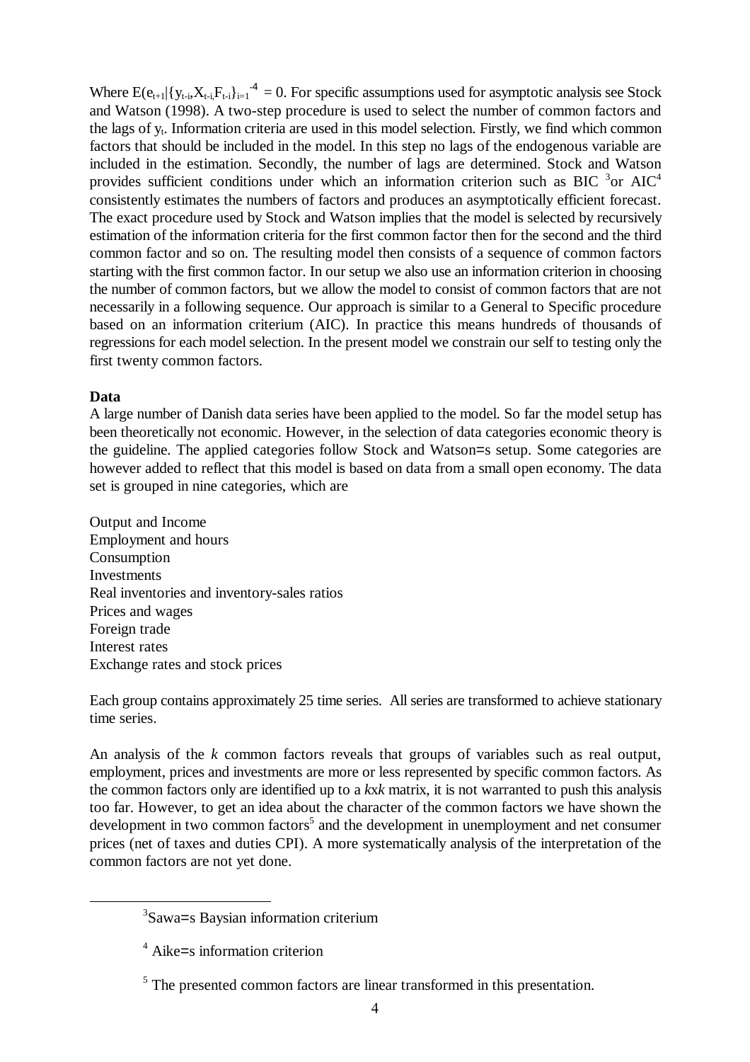Where $E(e_{t+1}|\{y_{t-i}, X_{t-i,} F_{t-i}\}_{i=1}^{-4} = 0$. For specific assumptions used for asymptotic analysis see Stock and Watson (1998). A two-step procedure is used to select the number of common factors and the lags of $y_t$. Information criteria are used in this model selection. Firstly, we find which common factors that should be included in the model. In this step no lags of the endogenous variable are included in the estimation. Secondly, the number of lags are determined. Stock and Watson provides sufficient conditions under which an information criterion such as BIC [3]or AIC[4] consistently estimates the numbers of factors and produces an asymptotically efficient forecast. The exact procedure used by Stock and Watson implies that the model is selected by recursively estimation of the information criteria for the first common factor then for the second and the third common factor and so on. The resulting model then consists of a sequence of common factors starting with the first common factor. In our setup we also use an information criterion in choosing the number of common factors, but we allow the model to consist of common factors that are not necessarily in a following sequence. Our approach is similar to a General to Specific procedure based on an information criterium (AIC). In practice this means hundreds of thousands of regressions for each model selection. In the present model we constrain our self to testing only the first twenty common factors.

**Data**

A large number of Danish data series have been applied to the model. So far the model setup has been theoretically not economic. However, in the selection of data categories economic theory is the guideline. The applied categories follow Stock and Watson=s setup. Some categories are however added to reflect that this model is based on data from a small open economy. The data set is grouped in nine categories, which are

Output and Income
Employment and hours
Consumption
Investments
Real inventories and inventory-sales ratios
Prices and wages
Foreign trade
Interest rates
Exchange rates and stock prices

Each group contains approximately 25 time series. All series are transformed to achieve stationary time series.

An analysis of the *k* common factors reveals that groups of variables such as real output, employment, prices and investments are more or less represented by specific common factors. As the common factors only are identified up to a *k*x*k* matrix, it is not warranted to push this analysis too far. However, to get an idea about the character of the common factors we have shown the development in two common factors[5] and the development in unemployment and net consumer prices (net of taxes and duties CPI). A more systematically analysis of the interpretation of the common factors are not yet done.

---

[3] Sawa=s Baysian information criterium

[4] Aike=s information criterion

[5] The presented common factors are linear transformed in this presentation.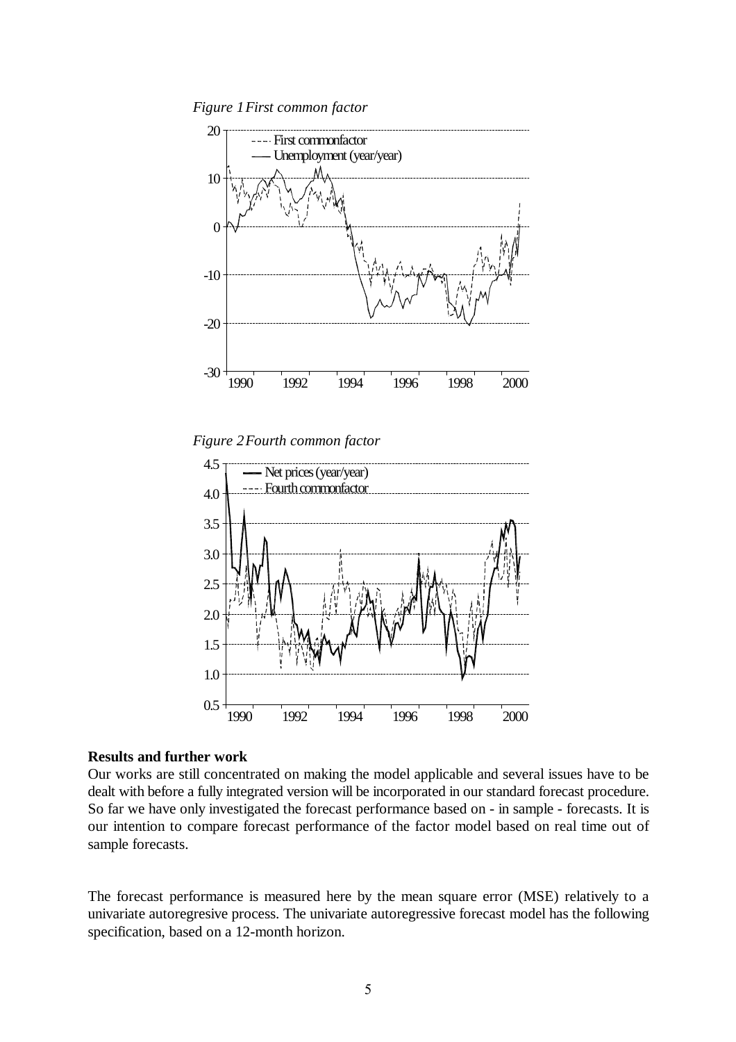*Figure 1 First common factor*

*Figure 2 Fourth common factor*

**Results and further work**

Our works are still concentrated on making the model applicable and several issues have to be dealt with before a fully integrated version will be incorporated in our standard forecast procedure. So far we have only investigated the forecast performance based on - in sample - forecasts. It is our intention to compare forecast performance of the factor model based on real time out of sample forecasts.

The forecast performance is measured here by the mean square error (MSE) relatively to a univariate autoregresive process. The univariate autoregressive forecast model has the following specification, based on a 12-month horizon.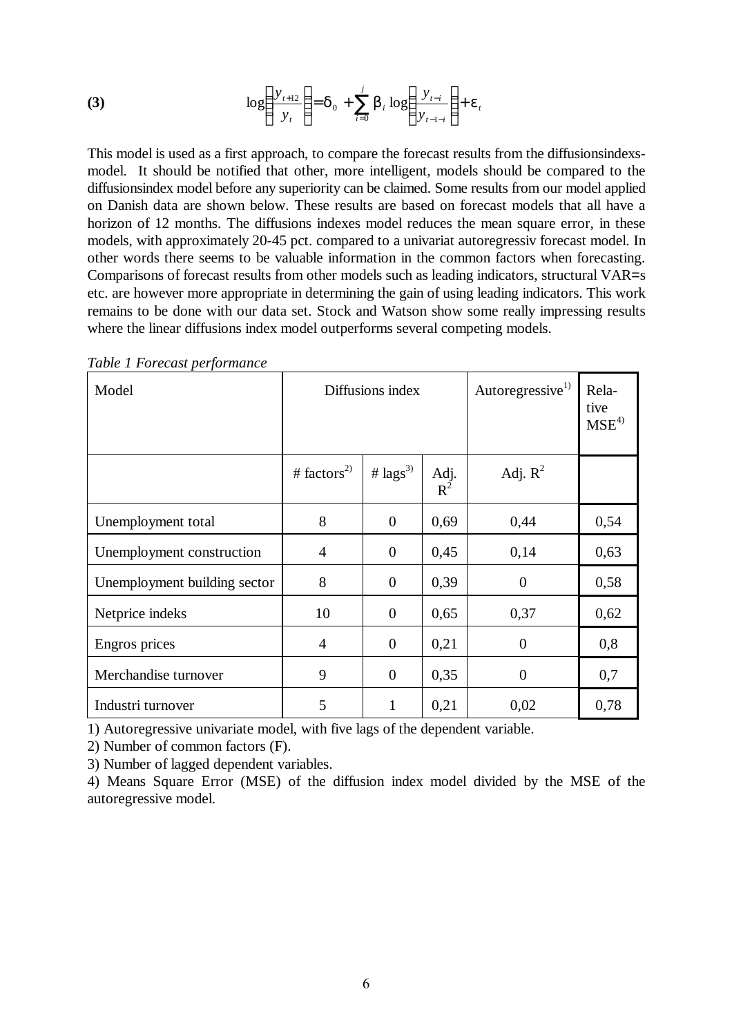**(3)**
$$\log\left(\frac{y_{t+12}}{y_t}\right) = \delta_0 + \sum_{i=0}^{j} \beta_i \log\left(\frac{y_{t-i}}{y_{t-1-i}}\right) + \varepsilon_t$$

This model is used as a first approach, to compare the forecast results from the diffusionsindexs-model. It should be notified that other, more intelligent, models should be compared to the diffusionsindex model before any superiority can be claimed. Some results from our model applied on Danish data are shown below. These results are based on forecast models that all have a horizon of 12 months. The diffusions indexes model reduces the mean square error, in these models, with approximately 20-45 pct. compared to a univariat autoregressiv forecast model. In other words there seems to be valuable information in the common factors when forecasting. Comparisons of forecast results from other models such as leading indicators, structural VAR=s etc. are however more appropriate in determining the gain of using leading indicators. This work remains to be done with our data set. Stock and Watson show some really impressing results where the linear diffusions index model outperforms several competing models.

*Table 1 Forecast performance*

| Model | Diffusions index | | | Autoregressive[1] | Relative MSE[4] |
|---|---|---|---|---|---|
| | # factors[2] | # lags[3] | Adj. $R^2$ | Adj. $R^2$ | |
| Unemployment total | 8 | 0 | 0,69 | 0,44 | 0,54 |
| Unemployment construction | 4 | 0 | 0,45 | 0,14 | 0,63 |
| Unemployment building sector | 8 | 0 | 0,39 | 0 | 0,58 |
| Netprice indeks | 10 | 0 | 0,65 | 0,37 | 0,62 |
| Engros prices | 4 | 0 | 0,21 | 0 | 0,8 |
| Merchandise turnover | 9 | 0 | 0,35 | 0 | 0,7 |
| Industri turnover | 5 | 1 | 0,21 | 0,02 | 0,78 |

1) Autoregressive univariate model, with five lags of the dependent variable.

2) Number of common factors (F).

3) Number of lagged dependent variables.

4) Means Square Error (MSE) of the diffusion index model divided by the MSE of the autoregressive model.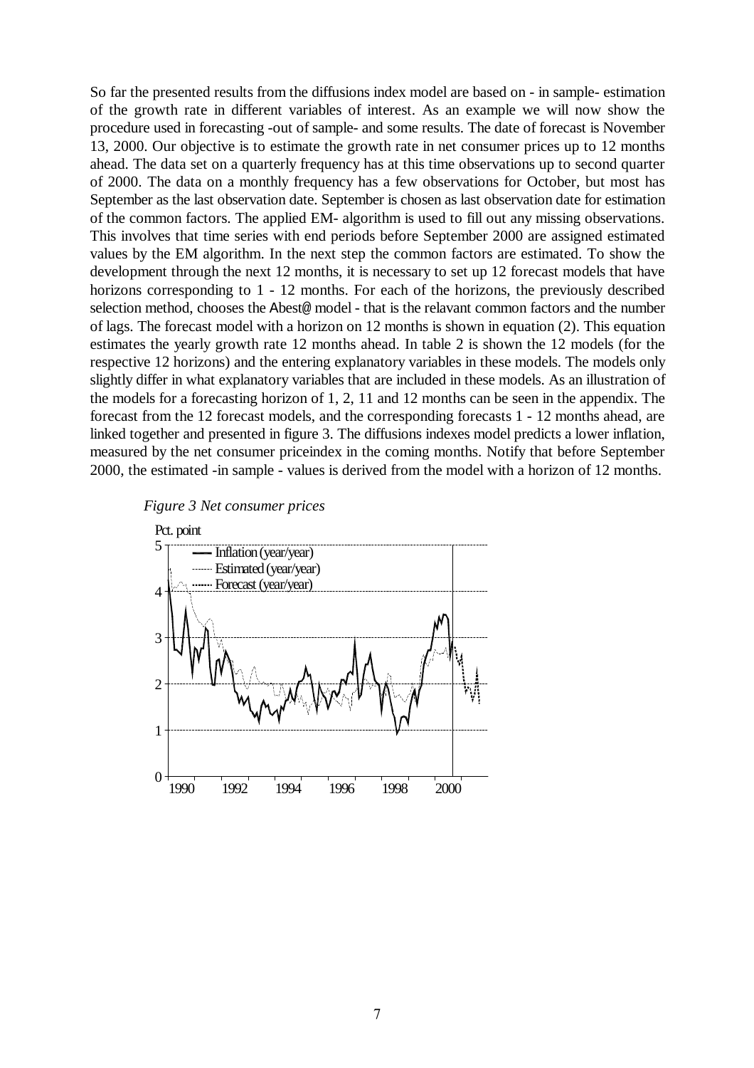So far the presented results from the diffusions index model are based on - in sample- estimation of the growth rate in different variables of interest. As an example we will now show the procedure used in forecasting -out of sample- and some results. The date of forecast is November 13, 2000. Our objective is to estimate the growth rate in net consumer prices up to 12 months ahead. The data set on a quarterly frequency has at this time observations up to second quarter of 2000. The data on a monthly frequency has a few observations for October, but most has September as the last observation date. September is chosen as last observation date for estimation of the common factors. The applied EM- algorithm is used to fill out any missing observations. This involves that time series with end periods before September 2000 are assigned estimated values by the EM algorithm. In the next step the common factors are estimated. To show the development through the next 12 months, it is necessary to set up 12 forecast models that have horizons corresponding to 1 - 12 months. For each of the horizons, the previously described selection method, chooses the Abest@ model - that is the relavant common factors and the number of lags. The forecast model with a horizon on 12 months is shown in equation (2). This equation estimates the yearly growth rate 12 months ahead. In table 2 is shown the 12 models (for the respective 12 horizons) and the entering explanatory variables in these models. The models only slightly differ in what explanatory variables that are included in these models. As an illustration of the models for a forecasting horizon of 1, 2, 11 and 12 months can be seen in the appendix. The forecast from the 12 forecast models, and the corresponding forecasts 1 - 12 months ahead, are linked together and presented in figure 3. The diffusions indexes model predicts a lower inflation, measured by the net consumer priceindex in the coming months. Notify that before September 2000, the estimated -in sample - values is derived from the model with a horizon of 12 months.

*Figure 3 Net consumer prices*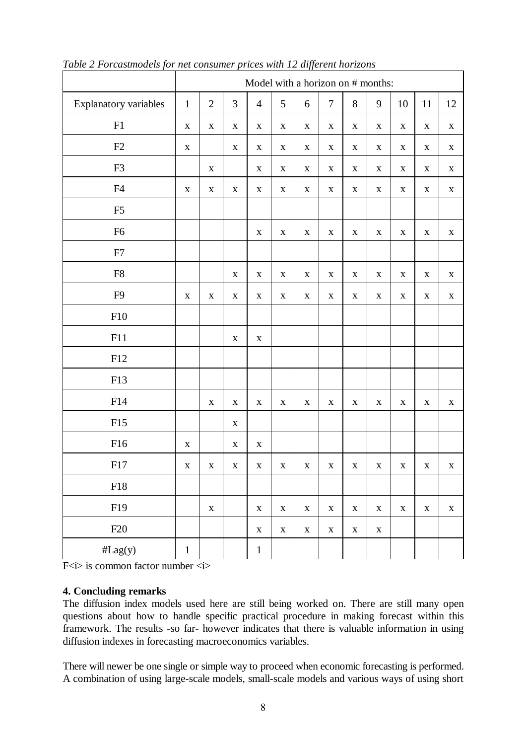*Table 2 Forcastmodels for net consumer prices with 12 different horizons*

| | Model with a horizon on # months: | | | | | | | | | | | |
|---|---|---|---|---|---|---|---|---|---|---|---|---|
| Explanatory variables | 1 | 2 | 3 | 4 | 5 | 6 | 7 | 8 | 9 | 10 | 11 | 12 |
| F1 | x | x | x | x | x | x | x | x | x | x | x | x |
| F2 | x | | x | x | x | x | x | x | x | x | x | x |
| F3 | | x | | x | x | x | x | x | x | x | x | x |
| F4 | x | x | x | x | x | x | x | x | x | x | x | x |
| F5 | | | | | | | | | | | | |
| F6 | | | | x | x | x | x | x | x | x | x | x |
| F7 | | | | | | | | | | | | |
| F8 | | | x | x | x | x | x | x | x | x | x | x |
| F9 | x | x | x | x | x | x | x | x | x | x | x | x |
| F10 | | | | | | | | | | | | |
| F11 | | | x | x | | | | | | | | |
| F12 | | | | | | | | | | | | |
| F13 | | | | | | | | | | | | |
| F14 | | x | x | x | x | x | x | x | x | x | x | x |
| F15 | | | x | | | | | | | | | |
| F16 | x | | x | x | | | | | | | | |
| F17 | x | x | x | x | x | x | x | x | x | x | x | x |
| F18 | | | | | | | | | | | | |
| F19 | | x | | x | x | x | x | x | x | x | x | x |
| F20 | | | | x | x | x | x | x | x | | | |
| #Lag(y) | 1 | | | 1 | | | | | | | | |

F<i> is common factor number <i>

**4. Concluding remarks**

The diffusion index models used here are still being worked on. There are still many open questions about how to handle specific practical procedure in making forecast within this framework. The results -so far- however indicates that there is valuable information in using diffusion indexes in forecasting macroeconomics variables.

There will newer be one single or simple way to proceed when economic forecasting is performed. A combination of using large-scale models, small-scale models and various ways of using short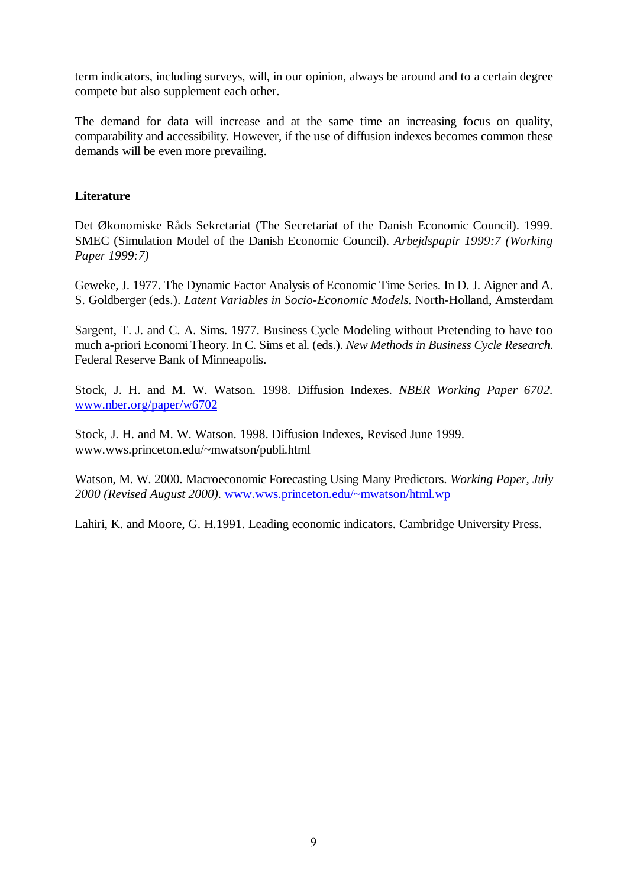term indicators, including surveys, will, in our opinion, always be around and to a certain degree compete but also supplement each other.

The demand for data will increase and at the same time an increasing focus on quality, comparability and accessibility. However, if the use of diffusion indexes becomes common these demands will be even more prevailing.

**Literature**

Det Økonomiske Råds Sekretariat (The Secretariat of the Danish Economic Council). 1999. SMEC (Simulation Model of the Danish Economic Council). *Arbejdspapir 1999:7 (Working Paper 1999:7)*

Geweke, J. 1977. The Dynamic Factor Analysis of Economic Time Series. In D. J. Aigner and A. S. Goldberger (eds.). *Latent Variables in Socio-Economic Models.* North-Holland, Amsterdam

Sargent, T. J. and C. A. Sims. 1977. Business Cycle Modeling without Pretending to have too much a-priori Economi Theory. In C. Sims et al. (eds.). *New Methods in Business Cycle Research.* Federal Reserve Bank of Minneapolis.

Stock, J. H. and M. W. Watson. 1998. Diffusion Indexes. *NBER Working Paper 6702*. www.nber.org/paper/w6702

Stock, J. H. and M. W. Watson. 1998. Diffusion Indexes, Revised June 1999. www.wws.princeton.edu/~mwatson/publi.html

Watson, M. W. 2000. Macroeconomic Forecasting Using Many Predictors. *Working Paper, July 2000 (Revised August 2000).* www.wws.princeton.edu/~mwatson/html.wp

Lahiri, K. and Moore, G. H.1991. Leading economic indicators. Cambridge University Press.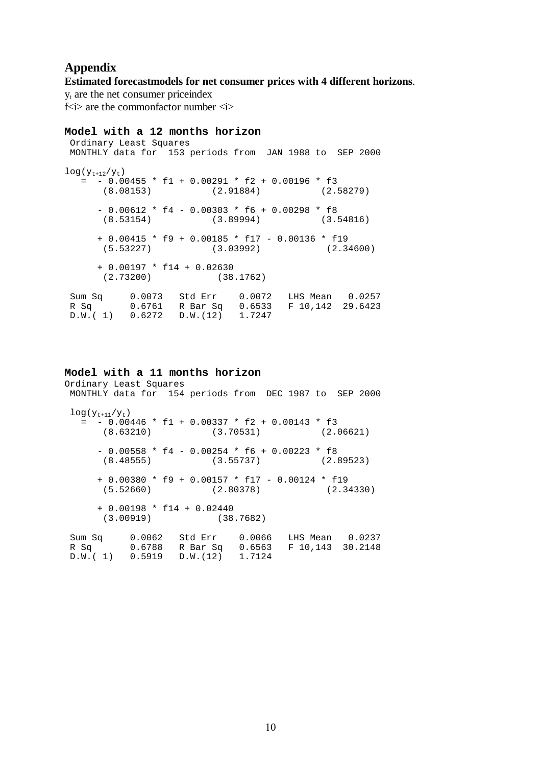# Appendix

**Estimated forecastmodels for net consumer prices with 4 different horizons**.

$y_t$ are the net consumer priceindex

f<i> are the commonfactor number <i>

### Model with a 12 months horizon

```
 Ordinary Least Squares
 MONTHLY data for  153 periods from  JAN 1988 to  SEP 2000

log(y_{t+12}/y_t)
   =  - 0.00455 * f1 + 0.00291 * f2 + 0.00196 * f3
       (8.08153)           (2.91884)           (2.58279)

      - 0.00612 * f4 - 0.00303 * f6 + 0.00298 * f8
       (8.53154)           (3.89994)           (3.54816)

      + 0.00415 * f9 + 0.00185 * f17 - 0.00136 * f19
       (5.53227)           (3.03992)            (2.34600)

      + 0.00197 * f14 + 0.02630
       (2.73200)            (38.1762)

 Sum Sq     0.0073   Std Err    0.0072   LHS Mean   0.0257
 R Sq       0.6761   R Bar Sq   0.6533   F 10,142  29.6423
 D.W.( 1)   0.6272   D.W.(12)   1.7247
```

### Model with a 11 months horizon

```
Ordinary Least Squares
 MONTHLY data for  154 periods from  DEC 1987 to  SEP 2000

 log(y_{t+11}/y_t)
   =  - 0.00446 * f1 + 0.00337 * f2 + 0.00143 * f3
       (8.63210)           (3.70531)           (2.06621)

      - 0.00558 * f4 - 0.00254 * f6 + 0.00223 * f8
       (8.48555)           (3.55737)           (2.89523)

      + 0.00380 * f9 + 0.00157 * f17 - 0.00124 * f19
       (5.52660)           (2.80378)            (2.34330)

      + 0.00198 * f14 + 0.02440
       (3.00919)            (38.7682)

 Sum Sq     0.0062   Std Err    0.0066   LHS Mean   0.0237
 R Sq       0.6788   R Bar Sq   0.6563   F 10,143  30.2148
 D.W.( 1)   0.5919   D.W.(12)   1.7124
```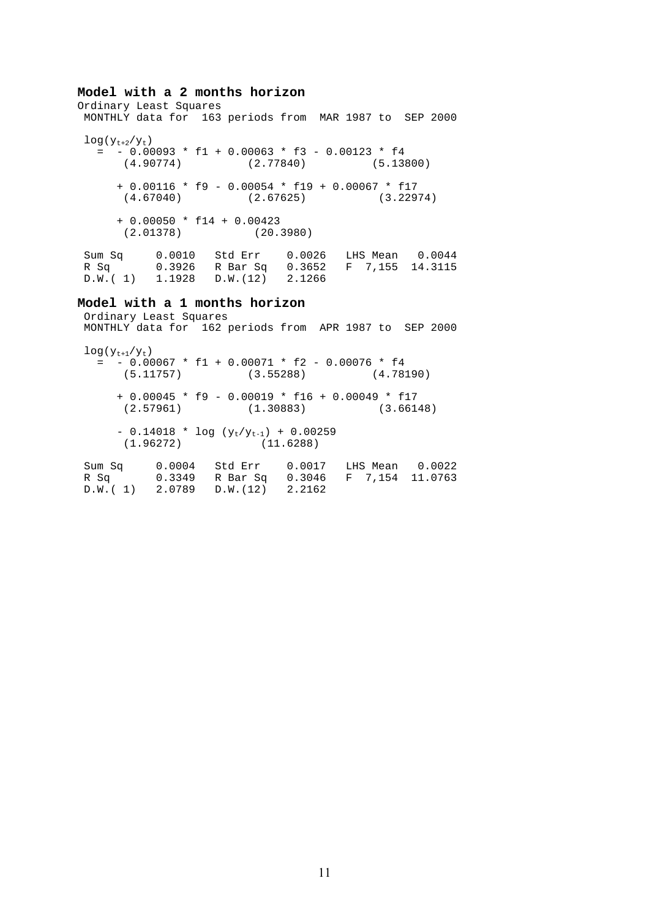**Model with a 2 months horizon**

Ordinary Least Squares
MONTHLY data for 163 periods from MAR 1987 to SEP 2000

$$
\begin{aligned}
\log(y_{t+2}/y_t) = & - \underset{(4.90774)}{0.00093} * f1 + \underset{(2.77840)}{0.00063} * f3 - \underset{(5.13800)}{0.00123} * f4 \\
& + \underset{(4.67040)}{0.00116} * f9 - \underset{(2.67625)}{0.00054} * f19 + \underset{(3.22974)}{0.00067} * f17 \\
& + \underset{(2.01378)}{0.00050} * f14 + \underset{(20.3980)}{0.00423}
\end{aligned}
$$

| | | | | | |
|---|---|---|---|---|---|
| Sum Sq | 0.0010 | Std Err | 0.0026 | LHS Mean | 0.0044 |
| R Sq | 0.3926 | R Bar Sq | 0.3652 | F 7,155 | 14.3115 |
| D.W.( 1) | 1.1928 | D.W.(12) | 2.1266 | | |

**Model with a 1 months horizon**

Ordinary Least Squares
MONTHLY data for 162 periods from APR 1987 to SEP 2000

$$
\begin{aligned}
\log(y_{t+1}/y_t) = & - \underset{(5.11757)}{0.00067} * f1 + \underset{(3.55288)}{0.00071} * f2 - \underset{(4.78190)}{0.00076} * f4 \\
& + \underset{(2.57961)}{0.00045} * f9 - \underset{(1.30883)}{0.00019} * f16 + \underset{(3.66148)}{0.00049} * f17 \\
& - \underset{(1.96272)}{0.14018} * \log(y_t/y_{t-1}) + \underset{(11.6288)}{0.00259}
\end{aligned}
$$

| | | | | | |
|---|---|---|---|---|---|
| Sum Sq | 0.0004 | Std Err | 0.0017 | LHS Mean | 0.0022 |
| R Sq | 0.3349 | R Bar Sq | 0.3046 | F 7,154 | 11.0763 |
| D.W.( 1) | 2.0789 | D.W.(12) | 2.2162 | | |